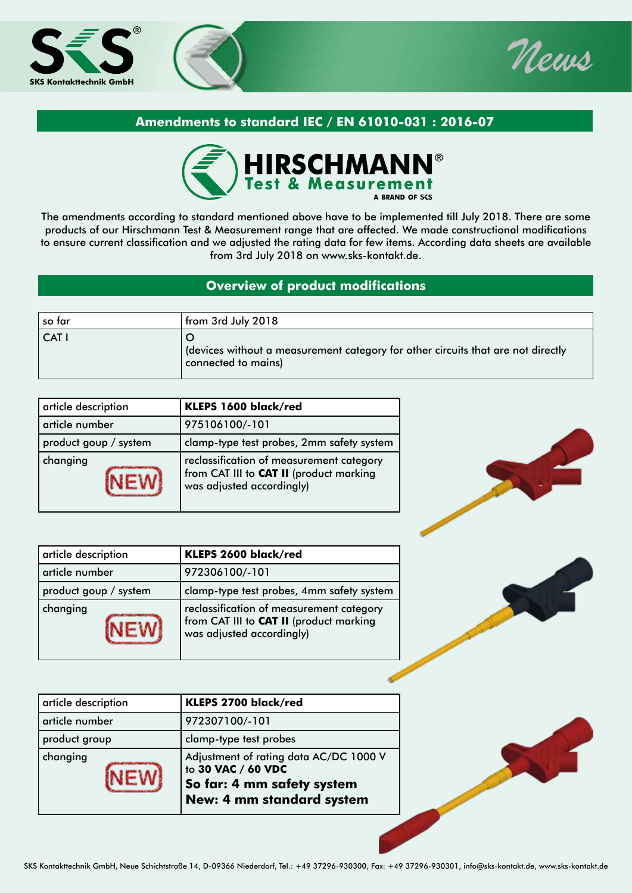## Amendments to standard IEC / EN 61010-031 : 2016-07

**HIRSCHMANN® Test & Measurement**
A BRAND OF SKS

The amendments according to standard mentioned above have to be implemented till July 2018. There are some products of our Hirschmann Test & Measurement range that are affected. We made constructional modifications to ensure current classification and we adjusted the rating data for few items. According data sheets are available from 3rd July 2018 on www.sks-kontakt.de.

## Overview of product modifications

| so far | from 3rd July 2018 |
|---|---|
| CAT I | O<br>(devices without a measurement category for other circuits that are not directly connected to mains) |

| article description | **KLEPS 1600 black/red** |
|---|---|
| article number | 975106100/-101 |
| product goup / system | clamp-type test probes, 2mm safety system |
| changing NEW | reclassification of measurement category from CAT III to **CAT II** (product marking was adjusted accordingly) |

| article description | **KLEPS 2600 black/red** |
|---|---|
| article number | 972306100/-101 |
| product goup / system | clamp-type test probes, 4mm safety system |
| changing NEW | reclassification of measurement category from CAT III to **CAT II** (product marking was adjusted accordingly) |

| article description | **KLEPS 2700 black/red** |
|---|---|
| article number | 972307100/-101 |
| product group | clamp-type test probes |
| changing NEW | Adjustment of rating data AC/DC 1000 V to **30 VAC / 60 VDC**<br>**So far: 4 mm safety system**<br>**New: 4 mm standard system** |

SKS Kontakttechnik GmbH, Neue Schichtstraße 14, D-09366 Niederdorf, Tel.: +49 37296-930300, Fax: +49 37296-930301, info@sks-kontakt.de, www.sks-kontakt.de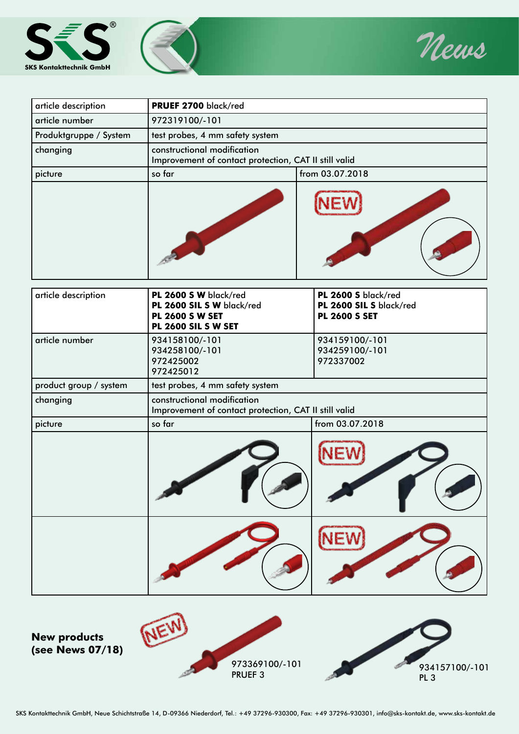| | | |
|---|---|---|
| article description | **PRUEF 2700** black/red | |
| article number | 972319100/-101 | |
| Produktgruppe / System | test probes, 4 mm safety system | |
| changing | constructional modification<br>Improvement of contact protection, CAT II still valid | |
| picture | so far | from 03.07.2018 |
| | | NEW |

| | | |
|---|---|---|
| article description | **PL 2600 S W** black/red<br>**PL 2600 SIL S W** black/red<br>**PL 2600 S W SET**<br>**PL 2600 SIL S W SET** | **PL 2600 S** black/red<br>**PL 2600 SIL S** black/red<br>**PL 2600 S SET** |
| article number | 934158100/-101<br>934258100/-101<br>972425002<br>972425012 | 934159100/-101<br>934259100/-101<br>972337002 |
| product group / system | test probes, 4 mm safety system | |
| changing | constructional modification<br>Improvement of contact protection, CAT II still valid | |
| picture | so far | from 03.07.2018 |
| | | NEW |
| | | NEW |

**New products**
**(see News 07/18)**

NEW

973369100/-101
PRUEF 3

934157100/-101
PL 3

SKS Kontakttechnik GmbH, Neue Schichtstraße 14, D-09366 Niederdorf, Tel.: +49 37296-930300, Fax: +49 37296-930301, info@sks-kontakt.de, www.sks-kontakt.de